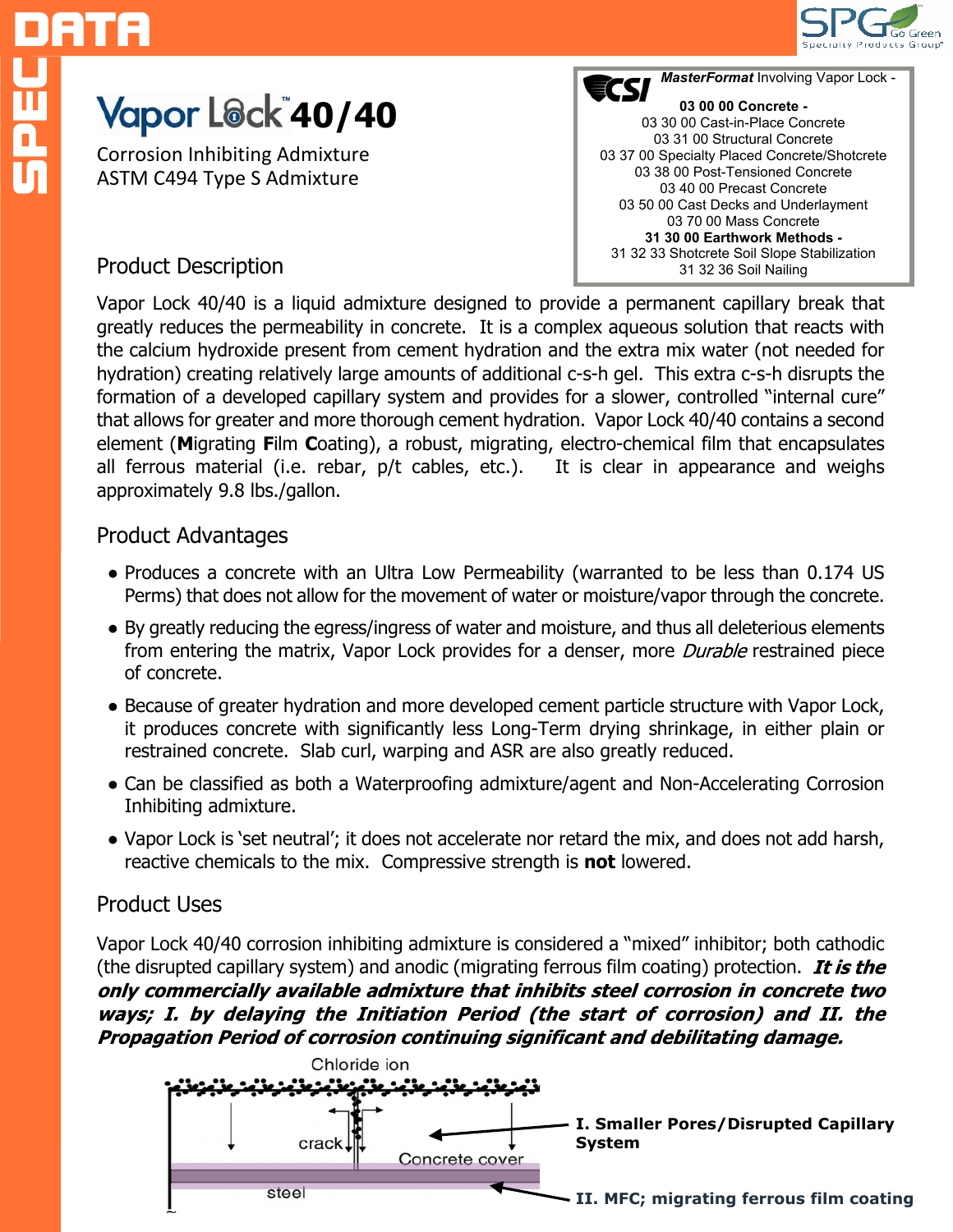# Vapor Lock™ 40/40

Corrosion Inhibiting Admixture
ASTM C494 Type S Admixture

**CSI** *MasterFormat* Involving Vapor Lock -

**03 00 00 Concrete -**
03 30 00 Cast-in-Place Concrete
03 31 00 Structural Concrete
03 37 00 Specialty Placed Concrete/Shotcrete
03 38 00 Post-Tensioned Concrete
03 40 00 Precast Concrete
03 50 00 Cast Decks and Underlayment
03 70 00 Mass Concrete
**31 30 00 Earthwork Methods -**
31 32 33 Shotcrete Soil Slope Stabilization
31 32 36 Soil Nailing

## Product Description

Vapor Lock 40/40 is a liquid admixture designed to provide a permanent capillary break that greatly reduces the permeability in concrete. It is a complex aqueous solution that reacts with the calcium hydroxide present from cement hydration and the extra mix water (not needed for hydration) creating relatively large amounts of additional c-s-h gel. This extra c-s-h disrupts the formation of a developed capillary system and provides for a slower, controlled "internal cure" that allows for greater and more thorough cement hydration. Vapor Lock 40/40 contains a second element (**M**igrating **F**ilm **C**oating), a robust, migrating, electro-chemical film that encapsulates all ferrous material (i.e. rebar, p/t cables, etc.). It is clear in appearance and weighs approximately 9.8 lbs./gallon.

## Product Advantages

- Produces a concrete with an Ultra Low Permeability (warranted to be less than 0.174 US Perms) that does not allow for the movement of water or moisture/vapor through the concrete.
- By greatly reducing the egress/ingress of water and moisture, and thus all deleterious elements from entering the matrix, Vapor Lock provides for a denser, more *Durable* restrained piece of concrete.
- Because of greater hydration and more developed cement particle structure with Vapor Lock, it produces concrete with significantly less Long-Term drying shrinkage, in either plain or restrained concrete. Slab curl, warping and ASR are also greatly reduced.
- Can be classified as both a Waterproofing admixture/agent and Non-Accelerating Corrosion Inhibiting admixture.
- Vapor Lock is 'set neutral'; it does not accelerate nor retard the mix, and does not add harsh, reactive chemicals to the mix. Compressive strength is **not** lowered.

## Product Uses

Vapor Lock 40/40 corrosion inhibiting admixture is considered a "mixed" inhibitor; both cathodic (the disrupted capillary system) and anodic (migrating ferrous film coating) protection. ***It is the only commercially available admixture that inhibits steel corrosion in concrete two ways; I. by delaying the Initiation Period (the start of corrosion) and II. the Propagation Period of corrosion continuing (signficant and debilitating damage.***

Chloride ion — crack — Concrete cover — steel

**I. Smaller Pores/Disrupted Capillary System**

**II. MFC; migrating ferrous film coating**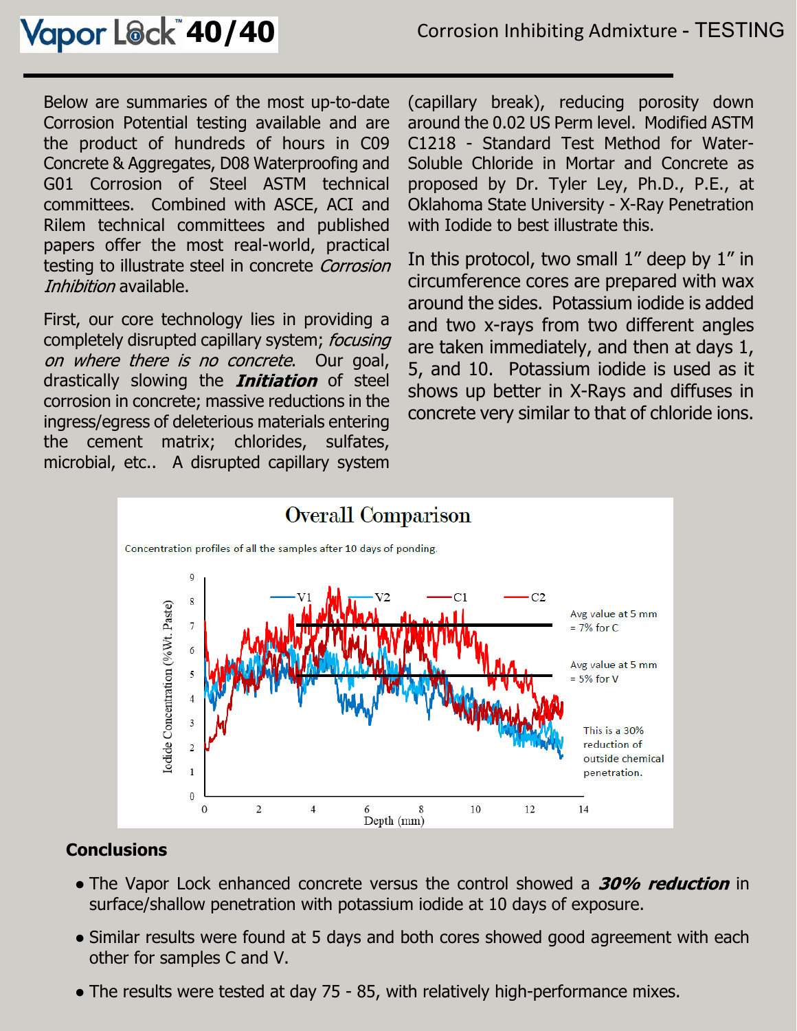Below are summaries of the most up-to-date Corrosion Potential testing available and are the product of hundreds of hours in C09 Concrete & Aggregates, D08 Waterproofing and G01 Corrosion of Steel ASTM technical committees. Combined with ASCE, ACI and Rilem technical committees and published papers offer the most real-world, practical testing to illustrate steel in concrete *Corrosion Inhibition* available.

First, our core technology lies in providing a completely disrupted capillary system; *focusing on where there is no concrete*. Our goal, drastically slowing the ***Initiation*** of steel corrosion in concrete; massive reductions in the ingress/egress of deleterious materials entering the cement matrix; chlorides, sulfates, microbial, etc.. A disrupted capillary system (capillary break), reducing porosity down around the 0.02 US Perm level. Modified ASTM C1218 - Standard Test Method for Water-Soluble Chloride in Mortar and Concrete as proposed by Dr. Tyler Ley, Ph.D., P.E., at Oklahoma State University - X-Ray Penetration with Iodide to best illustrate this.

In this protocol, two small 1" deep by 1" in circumference cores are prepared with wax around the sides. Potassium iodide is added and two x-rays from two different angles are taken immediately, and then at days 1, 5, and 10. Potassium iodide is used as it shows up better in X-Rays and diffuses in concrete very similar to that of chloride ions.

**Overall Comparison**

Concentration profiles of all the samples after 10 days of ponding.

Avg value at 5 mm = 7% for C

Avg value at 5 mm = 5% for V

This is a 30% reduction of outside chemical penetration.

## Conclusions

- The Vapor Lock enhanced concrete versus the control showed a ***30% reduction*** in surface/shallow penetration with potassium iodide at 10 days of exposure.
- Similar results were found at 5 days and both cores showed good agreement with each other for samples C and V.
- The results were tested at day 75 - 85, with relatively high-performance mixes.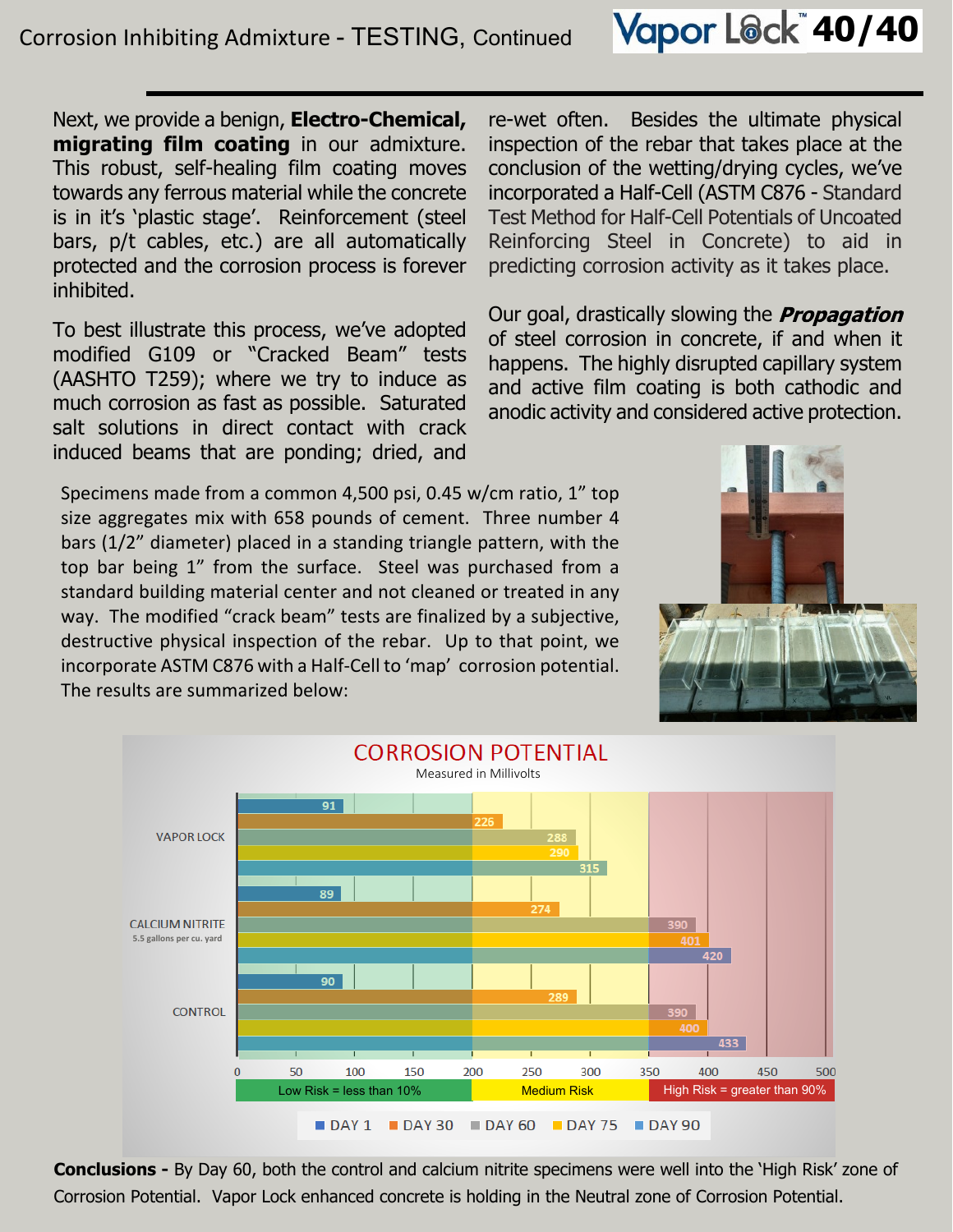# Corrosion Inhibiting Admixture - TESTING, Continued

Next, we provide a benign, **Electro-Chemical, migrating film coating** in our admixture. This robust, self-healing film coating moves towards any ferrous material while the concrete is in it's 'plastic stage'. Reinforcement (steel bars, p/t cables, etc.) are all automatically protected and the corrosion process is forever inhibited.

To best illustrate this process, we've adopted modified G109 or "Cracked Beam" tests (AASHTO T259); where we try to induce as much corrosion as fast as possible. Saturated salt solutions in direct contact with crack induced beams that are ponding; dried, and re-wet often. Besides the ultimate physical inspection of the rebar that takes place at the conclusion of the wetting/drying cycles, we've incorporated a Half-Cell (ASTM C876 - Standard Test Method for Half-Cell Potentials of Uncoated Reinforcing Steel in Concrete) to aid in predicting corrosion activity as it takes place.

Our goal, drastically slowing the ***Propagation*** of steel corrosion in concrete, if and when it happens. The highly disrupted capillary system and active film coating is both cathodic and anodic activity and considered active protection.

Specimens made from a common 4,500 psi, 0.45 w/cm ratio, 1" top size aggregates mix with 658 pounds of cement. Three number 4 bars (1/2" diameter) placed in a standing triangle pattern, with the top bar being 1" from the surface. Steel was purchased from a standard building material center and not cleaned or treated in any way. The modified "crack beam" tests are finalized by a subjective, destructive physical inspection of the rebar. Up to that point, we incorporate ASTM C876 with a Half-Cell to 'map' corrosion potential. The results are summarized below:

## CORROSION POTENTIAL

Measured in Millivolts

| | DAY 1 | DAY 30 | DAY 60 | DAY 75 | DAY 90 |
|---|---|---|---|---|---|
| VAPOR LOCK | 91 | 226 | 288 | 290 | 315 |
| CALCIUM NITRITE (5.5 gallons per cu. yard) | 89 | 274 | 390 | 401 | 420 |
| CONTROL | 90 | 289 | 390 | 400 | 433 |

Low Risk = less than 10% (0–200) | Medium Risk (200–350) | High Risk = greater than 90% (350–500)

**Conclusions -** By Day 60, both the control and calcium nitrite specimens were well into the 'High Risk' zone of Corrosion Potential. Vapor Lock enhanced concrete is holding in the Neutral zone of Corrosion Potential.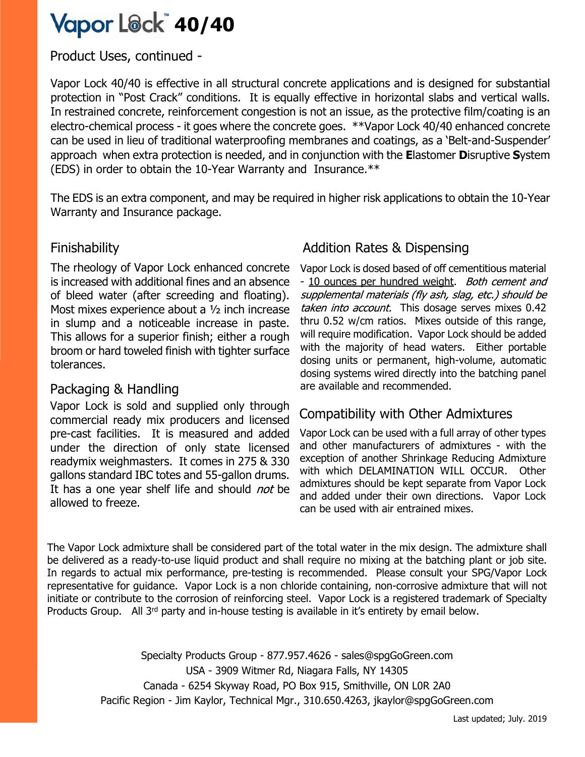# Vapor Lock™ 40/40

Product Uses, continued -

Vapor Lock 40/40 is effective in all structural concrete applications and is designed for substantial protection in "Post Crack" conditions. It is equally effective in horizontal slabs and vertical walls. In restrained concrete, reinforcement congestion is not an issue, as the protective film/coating is an electro-chemical process - it goes where the concrete goes. **Vapor Lock 40/40 enhanced concrete can be used in lieu of traditional waterproofing membranes and coatings, as a 'Belt-and-Suspender' approach when extra protection is needed, and in conjunction with the **E**lastomer **D**isruptive **S**ystem (EDS) in order to obtain the 10-Year Warranty and Insurance.**

The EDS is an extra component, and may be required in higher risk applications to obtain the 10-Year Warranty and Insurance package.

## Finishability

The rheology of Vapor Lock enhanced concrete is increased with additional fines and an absence of bleed water (after screeding and floating). Most mixes experience about a ½ inch increase in slump and a noticeable increase in paste. This allows for a superior finish; either a rough broom or hard toweled finish with tighter surface tolerances.

## Packaging & Handling

Vapor Lock is sold and supplied only through commercial ready mix producers and licensed pre-cast facilities. It is measured and added under the direction of only state licensed readymix weighmasters. It comes in 275 & 330 gallons standard IBC totes and 55-gallon drums. It has a one year shelf life and should *not* be allowed to freeze.

## Addition Rates & Dispensing

Vapor Lock is dosed based of off cementitious material - 10 ounces per hundred weight. *Both cement and supplemental materials (fly ash, slag, etc.) should be taken into account.* This dosage serves mixes 0.42 thru 0.52 w/cm ratios. Mixes outside of this range, will require modification. Vapor Lock should be added with the majority of head waters. Either portable dosing units or permanent, high-volume, automatic dosing systems wired directly into the batching panel are available and recommended.

## Compatibility with Other Admixtures

Vapor Lock can be used with a full array of other types and other manufacturers of admixtures - with the exception of another Shrinkage Reducing Admixture with which DELAMINATION WILL OCCUR. Other admixtures should be kept separate from Vapor Lock and added under their own directions. Vapor Lock can be used with air entrained mixes.

The Vapor Lock admixture shall be considered part of the total water in the mix design. The admixture shall be delivered as a ready-to-use liquid product and shall require no mixing at the batching plant or job site. In regards to actual mix performance, pre-testing is recommended. Please consult your SPG/Vapor Lock representative for guidance. Vapor Lock is a non chloride containing, non-corrosive admixture that will not initiate or contribute to the corrosion of reinforcing steel. Vapor Lock is a registered trademark of Specialty Products Group. All 3rd party and in-house testing is available in it's entirety by email below.

Specialty Products Group - 877.957.4626 - sales@spgGoGreen.com
USA - 3909 Witmer Rd, Niagara Falls, NY 14305
Canada - 6254 Skyway Road, PO Box 915, Smithville, ON L0R 2A0
Pacific Region - Jim Kaylor, Technical Mgr., 310.650.4263, jkaylor@spgGoGreen.com

Last updated; July. 2019